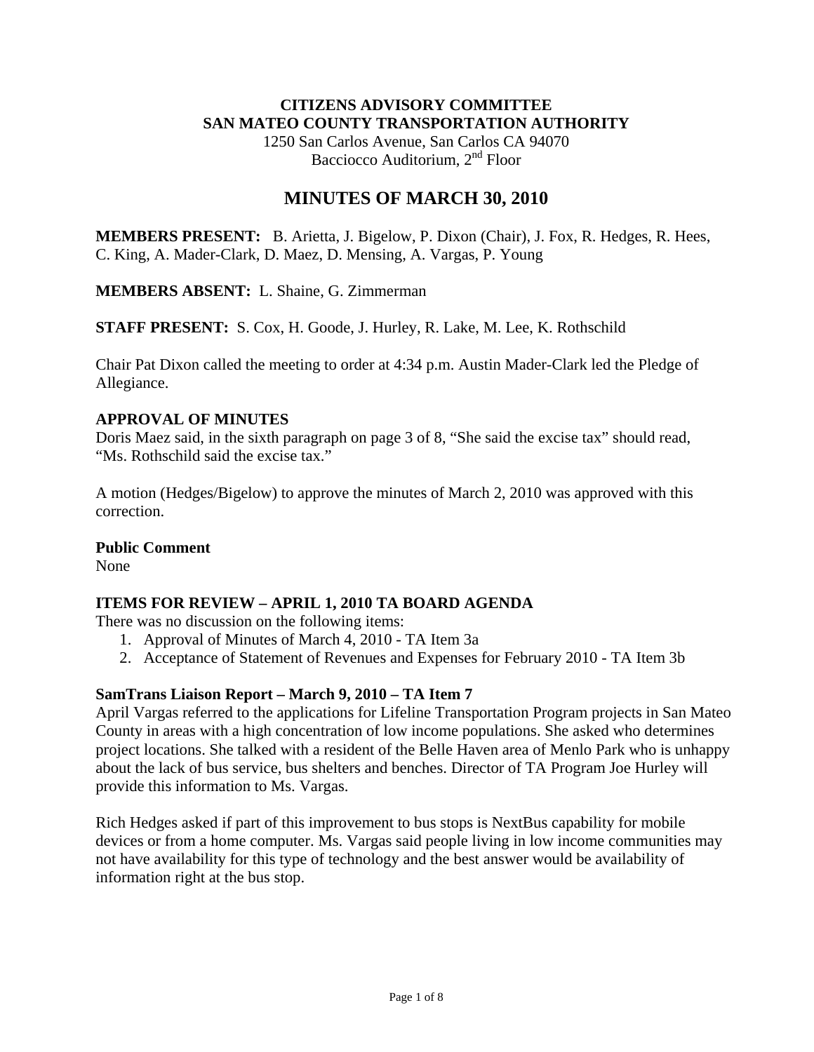**CITIZENS ADVISORY COMMITTEE**
**SAN MATEO COUNTY TRANSPORTATION AUTHORITY**
1250 San Carlos Avenue, San Carlos CA 94070
Bacciocco Auditorium, 2nd Floor

# MINUTES OF MARCH 30, 2010

**MEMBERS PRESENT:** B. Arietta, J. Bigelow, P. Dixon (Chair), J. Fox, R. Hedges, R. Hees, C. King, A. Mader-Clark, D. Maez, D. Mensing, A. Vargas, P. Young

**MEMBERS ABSENT:** L. Shaine, G. Zimmerman

**STAFF PRESENT:** S. Cox, H. Goode, J. Hurley, R. Lake, M. Lee, K. Rothschild

Chair Pat Dixon called the meeting to order at 4:34 p.m. Austin Mader-Clark led the Pledge of Allegiance.

**APPROVAL OF MINUTES**
Doris Maez said, in the sixth paragraph on page 3 of 8, "She said the excise tax" should read, "Ms. Rothschild said the excise tax."

A motion (Hedges/Bigelow) to approve the minutes of March 2, 2010 was approved with this correction.

**Public Comment**
None

**ITEMS FOR REVIEW – APRIL 1, 2010 TA BOARD AGENDA**
There was no discussion on the following items:

1. Approval of Minutes of March 4, 2010 - TA Item 3a
2. Acceptance of Statement of Revenues and Expenses for February 2010 - TA Item 3b

**SamTrans Liaison Report – March 9, 2010 – TA Item 7**
April Vargas referred to the applications for Lifeline Transportation Program projects in San Mateo County in areas with a high concentration of low income populations. She asked who determines project locations. She talked with a resident of the Belle Haven area of Menlo Park who is unhappy about the lack of bus service, bus shelters and benches. Director of TA Program Joe Hurley will provide this information to Ms. Vargas.

Rich Hedges asked if part of this improvement to bus stops is NextBus capability for mobile devices or from a home computer. Ms. Vargas said people living in low income communities may not have availability for this type of technology and the best answer would be availability of information right at the bus stop.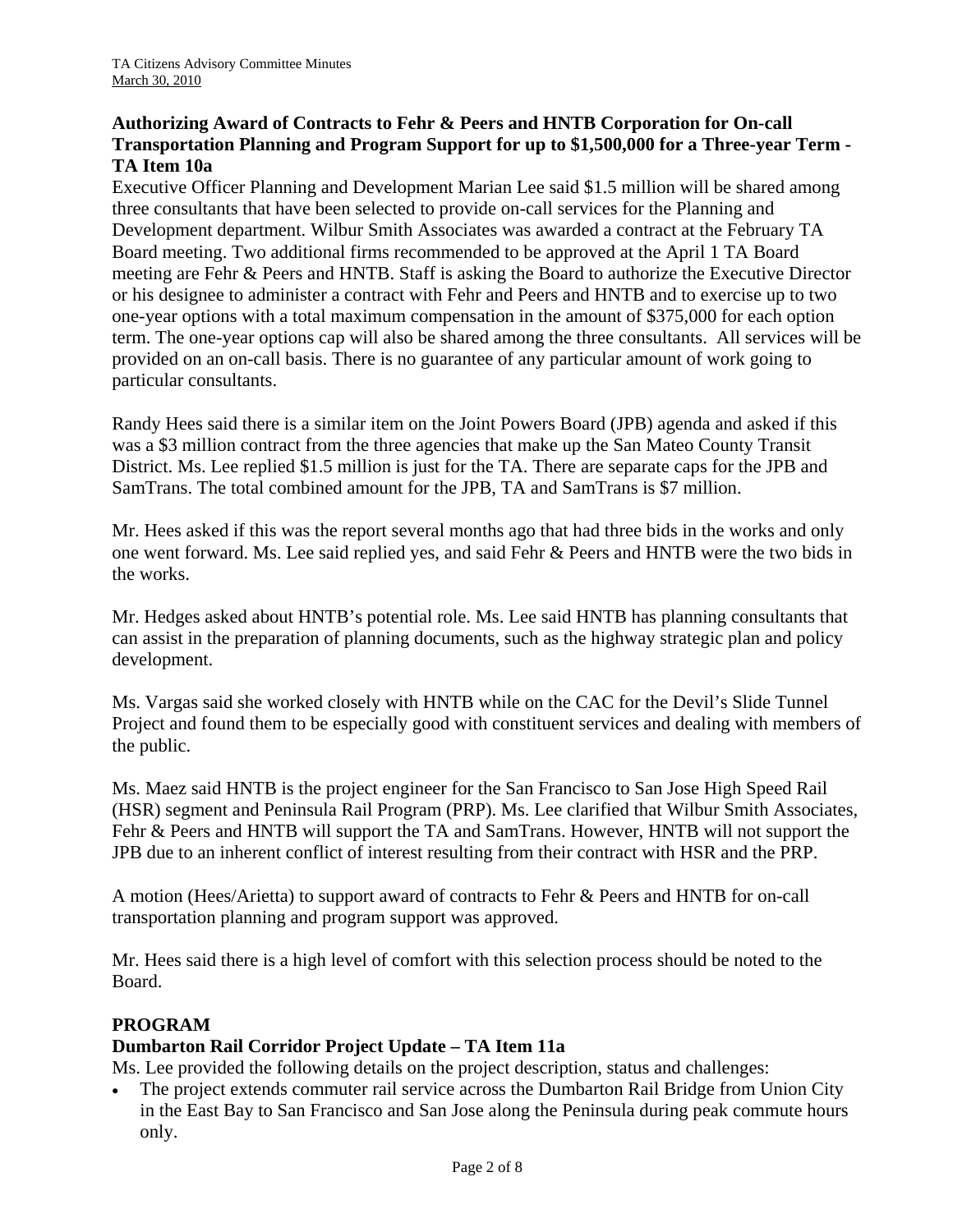**Authorizing Award of Contracts to Fehr & Peers and HNTB Corporation for On-call Transportation Planning and Program Support for up to $1,500,000 for a Three-year Term - TA Item 10a**

Executive Officer Planning and Development Marian Lee said $1.5 million will be shared among three consultants that have been selected to provide on-call services for the Planning and Development department. Wilbur Smith Associates was awarded a contract at the February TA Board meeting. Two additional firms recommended to be approved at the April 1 TA Board meeting are Fehr & Peers and HNTB. Staff is asking the Board to authorize the Executive Director or his designee to administer a contract with Fehr and Peers and HNTB and to exercise up to two one-year options with a total maximum compensation in the amount of $375,000 for each option term. The one-year options cap will also be shared among the three consultants. All services will be provided on an on-call basis. There is no guarantee of any particular amount of work going to particular consultants.

Randy Hees said there is a similar item on the Joint Powers Board (JPB) agenda and asked if this was a $3 million contract from the three agencies that make up the San Mateo County Transit District. Ms. Lee replied $1.5 million is just for the TA. There are separate caps for the JPB and SamTrans. The total combined amount for the JPB, TA and SamTrans is $7 million.

Mr. Hees asked if this was the report several months ago that had three bids in the works and only one went forward. Ms. Lee said replied yes, and said Fehr & Peers and HNTB were the two bids in the works.

Mr. Hedges asked about HNTB's potential role. Ms. Lee said HNTB has planning consultants that can assist in the preparation of planning documents, such as the highway strategic plan and policy development.

Ms. Vargas said she worked closely with HNTB while on the CAC for the Devil's Slide Tunnel Project and found them to be especially good with constituent services and dealing with members of the public.

Ms. Maez said HNTB is the project engineer for the San Francisco to San Jose High Speed Rail (HSR) segment and Peninsula Rail Program (PRP). Ms. Lee clarified that Wilbur Smith Associates, Fehr & Peers and HNTB will support the TA and SamTrans. However, HNTB will not support the JPB due to an inherent conflict of interest resulting from their contract with HSR and the PRP.

A motion (Hees/Arietta) to support award of contracts to Fehr & Peers and HNTB for on-call transportation planning and program support was approved.

Mr. Hees said there is a high level of comfort with this selection process should be noted to the Board.

## PROGRAM

**Dumbarton Rail Corridor Project Update – TA Item 11a**

Ms. Lee provided the following details on the project description, status and challenges:

- The project extends commuter rail service across the Dumbarton Rail Bridge from Union City in the East Bay to San Francisco and San Jose along the Peninsula during peak commute hours only.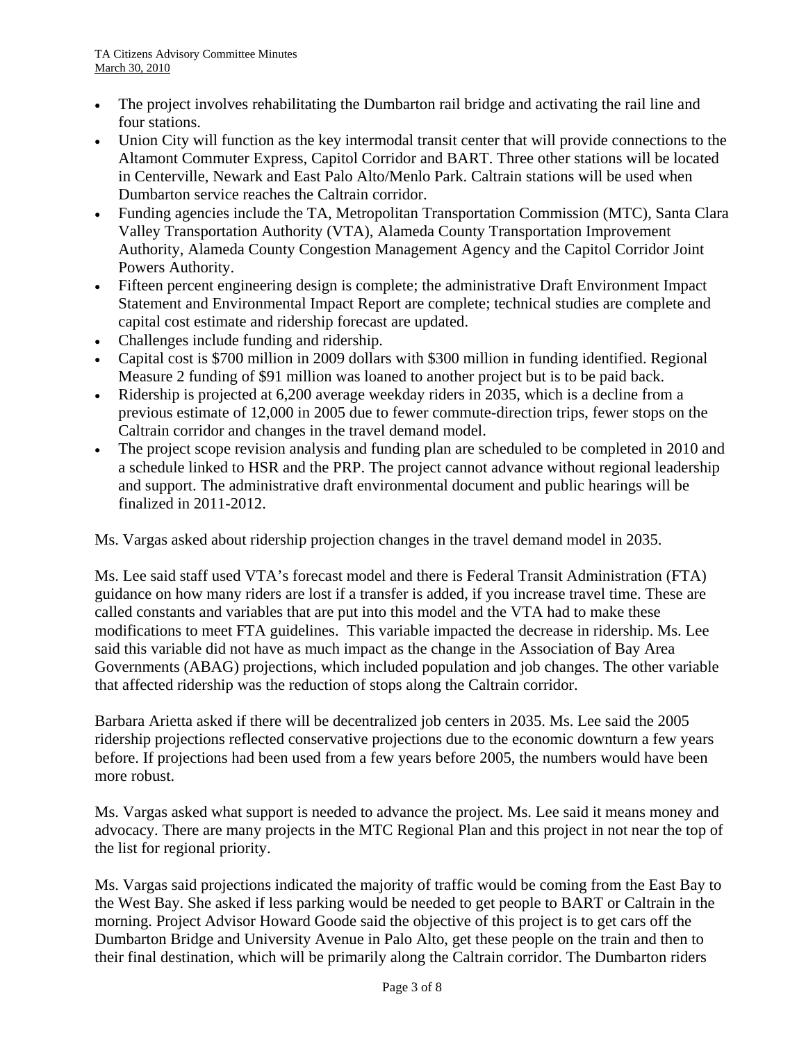- The project involves rehabilitating the Dumbarton rail bridge and activating the rail line and four stations.
- Union City will function as the key intermodal transit center that will provide connections to the Altamont Commuter Express, Capitol Corridor and BART. Three other stations will be located in Centerville, Newark and East Palo Alto/Menlo Park. Caltrain stations will be used when Dumbarton service reaches the Caltrain corridor.
- Funding agencies include the TA, Metropolitan Transportation Commission (MTC), Santa Clara Valley Transportation Authority (VTA), Alameda County Transportation Improvement Authority, Alameda County Congestion Management Agency and the Capitol Corridor Joint Powers Authority.
- Fifteen percent engineering design is complete; the administrative Draft Environment Impact Statement and Environmental Impact Report are complete; technical studies are complete and capital cost estimate and ridership forecast are updated.
- Challenges include funding and ridership.
- Capital cost is $700 million in 2009 dollars with $300 million in funding identified. Regional Measure 2 funding of $91 million was loaned to another project but is to be paid back.
- Ridership is projected at 6,200 average weekday riders in 2035, which is a decline from a previous estimate of 12,000 in 2005 due to fewer commute-direction trips, fewer stops on the Caltrain corridor and changes in the travel demand model.
- The project scope revision analysis and funding plan are scheduled to be completed in 2010 and a schedule linked to HSR and the PRP. The project cannot advance without regional leadership and support. The administrative draft environmental document and public hearings will be finalized in 2011-2012.

Ms. Vargas asked about ridership projection changes in the travel demand model in 2035.

Ms. Lee said staff used VTA's forecast model and there is Federal Transit Administration (FTA) guidance on how many riders are lost if a transfer is added, if you increase travel time. These are called constants and variables that are put into this model and the VTA had to make these modifications to meet FTA guidelines. This variable impacted the decrease in ridership. Ms. Lee said this variable did not have as much impact as the change in the Association of Bay Area Governments (ABAG) projections, which included population and job changes. The other variable that affected ridership was the reduction of stops along the Caltrain corridor.

Barbara Arietta asked if there will be decentralized job centers in 2035. Ms. Lee said the 2005 ridership projections reflected conservative projections due to the economic downturn a few years before. If projections had been used from a few years before 2005, the numbers would have been more robust.

Ms. Vargas asked what support is needed to advance the project. Ms. Lee said it means money and advocacy. There are many projects in the MTC Regional Plan and this project in not near the top of the list for regional priority.

Ms. Vargas said projections indicated the majority of traffic would be coming from the East Bay to the West Bay. She asked if less parking would be needed to get people to BART or Caltrain in the morning. Project Advisor Howard Goode said the objective of this project is to get cars off the Dumbarton Bridge and University Avenue in Palo Alto, get these people on the train and then to their final destination, which will be primarily along the Caltrain corridor. The Dumbarton riders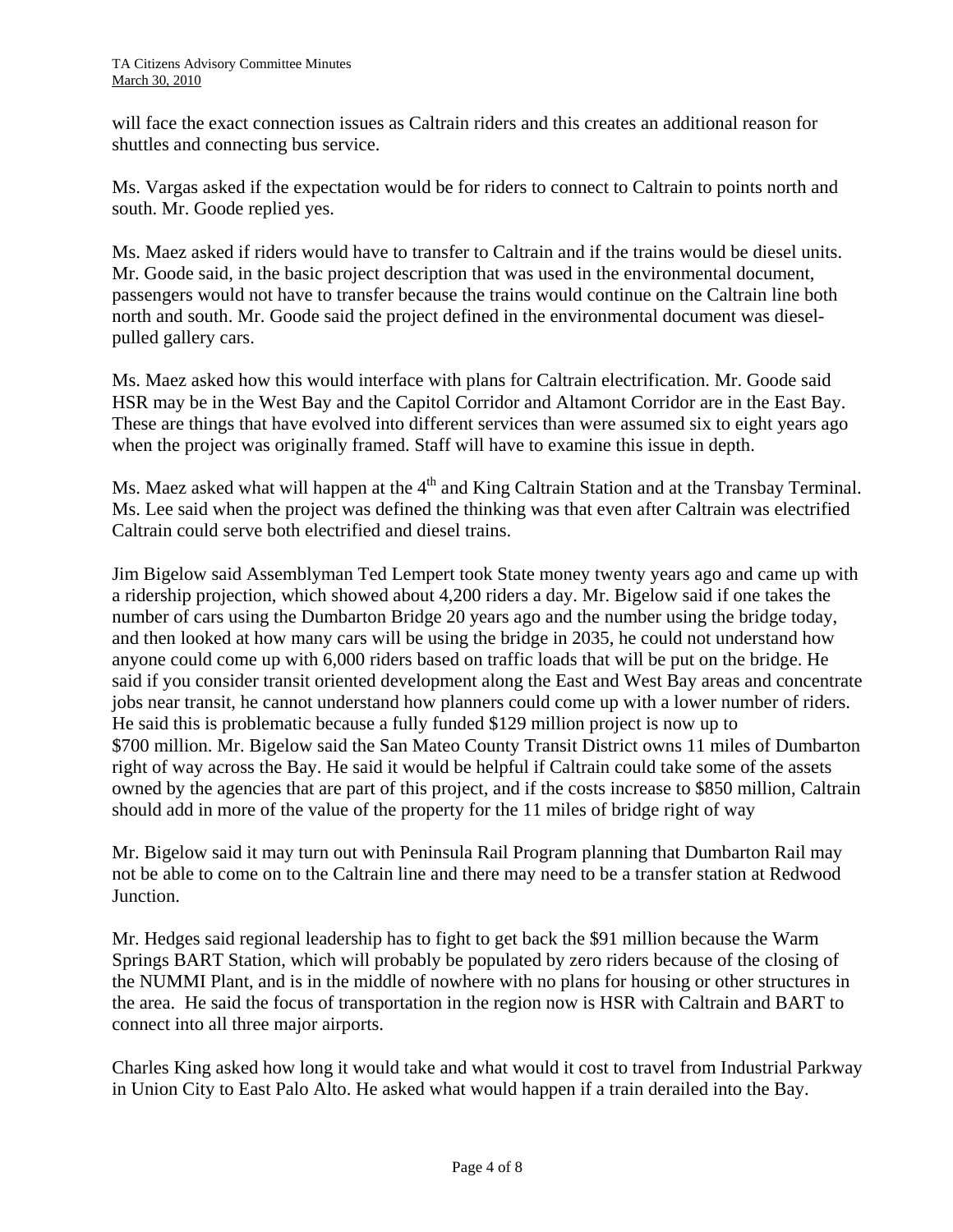will face the exact connection issues as Caltrain riders and this creates an additional reason for shuttles and connecting bus service.

Ms. Vargas asked if the expectation would be for riders to connect to Caltrain to points north and south. Mr. Goode replied yes.

Ms. Maez asked if riders would have to transfer to Caltrain and if the trains would be diesel units. Mr. Goode said, in the basic project description that was used in the environmental document, passengers would not have to transfer because the trains would continue on the Caltrain line both north and south. Mr. Goode said the project defined in the environmental document was diesel-pulled gallery cars.

Ms. Maez asked how this would interface with plans for Caltrain electrification. Mr. Goode said HSR may be in the West Bay and the Capitol Corridor and Altamont Corridor are in the East Bay. These are things that have evolved into different services than were assumed six to eight years ago when the project was originally framed. Staff will have to examine this issue in depth.

Ms. Maez asked what will happen at the 4th and King Caltrain Station and at the Transbay Terminal. Ms. Lee said when the project was defined the thinking was that even after Caltrain was electrified Caltrain could serve both electrified and diesel trains.

Jim Bigelow said Assemblyman Ted Lempert took State money twenty years ago and came up with a ridership projection, which showed about 4,200 riders a day. Mr. Bigelow said if one takes the number of cars using the Dumbarton Bridge 20 years ago and the number using the bridge today, and then looked at how many cars will be using the bridge in 2035, he could not understand how anyone could come up with 6,000 riders based on traffic loads that will be put on the bridge. He said if you consider transit oriented development along the East and West Bay areas and concentrate jobs near transit, he cannot understand how planners could come up with a lower number of riders. He said this is problematic because a fully funded $129 million project is now up to $700 million. Mr. Bigelow said the San Mateo County Transit District owns 11 miles of Dumbarton right of way across the Bay. He said it would be helpful if Caltrain could take some of the assets owned by the agencies that are part of this project, and if the costs increase to $850 million, Caltrain should add in more of the value of the property for the 11 miles of bridge right of way

Mr. Bigelow said it may turn out with Peninsula Rail Program planning that Dumbarton Rail may not be able to come on to the Caltrain line and there may need to be a transfer station at Redwood Junction.

Mr. Hedges said regional leadership has to fight to get back the $91 million because the Warm Springs BART Station, which will probably be populated by zero riders because of the closing of the NUMMI Plant, and is in the middle of nowhere with no plans for housing or other structures in the area. He said the focus of transportation in the region now is HSR with Caltrain and BART to connect into all three major airports.

Charles King asked how long it would take and what would it cost to travel from Industrial Parkway in Union City to East Palo Alto. He asked what would happen if a train derailed into the Bay.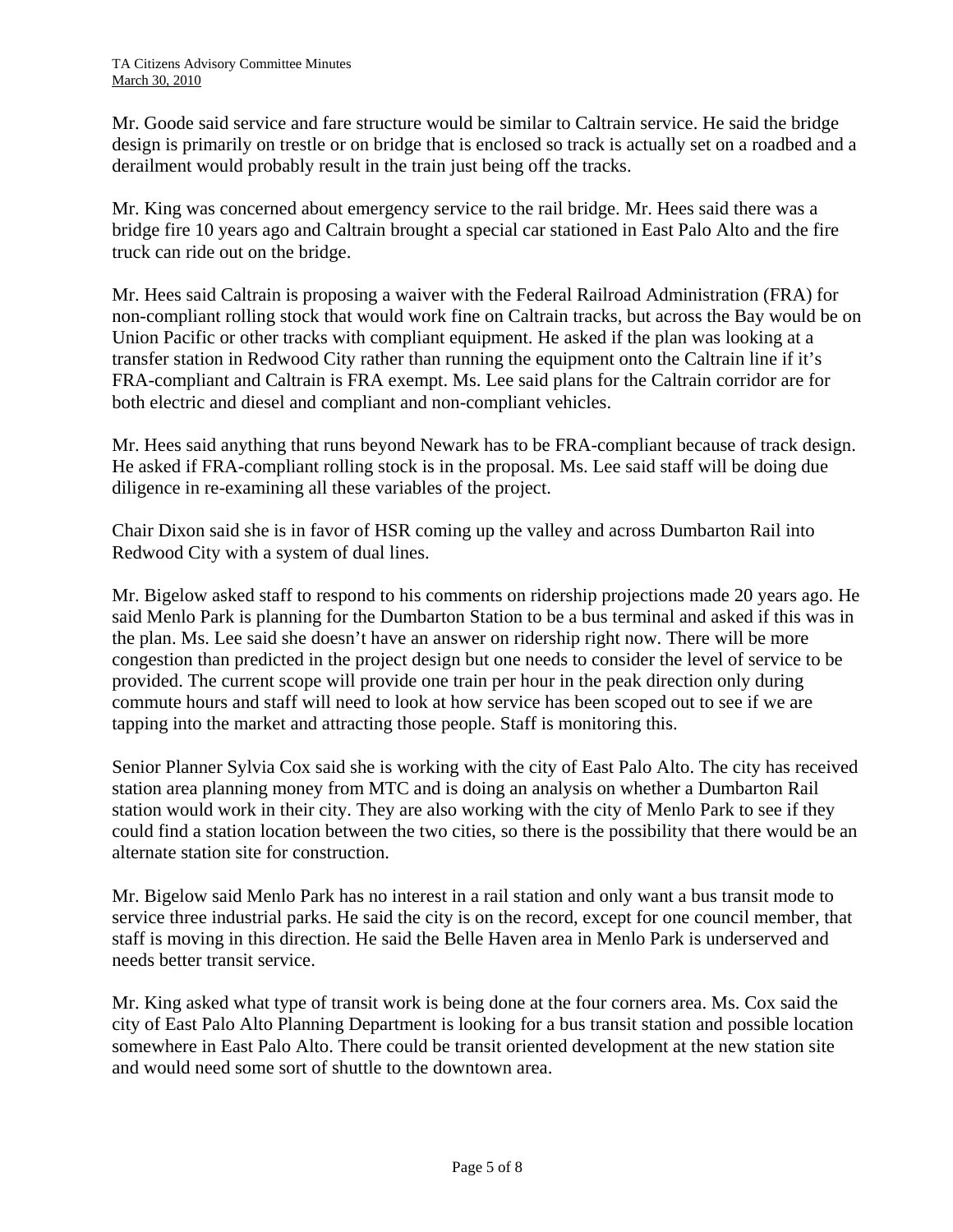Mr. Goode said service and fare structure would be similar to Caltrain service. He said the bridge design is primarily on trestle or on bridge that is enclosed so track is actually set on a roadbed and a derailment would probably result in the train just being off the tracks.

Mr. King was concerned about emergency service to the rail bridge. Mr. Hees said there was a bridge fire 10 years ago and Caltrain brought a special car stationed in East Palo Alto and the fire truck can ride out on the bridge.

Mr. Hees said Caltrain is proposing a waiver with the Federal Railroad Administration (FRA) for non-compliant rolling stock that would work fine on Caltrain tracks, but across the Bay would be on Union Pacific or other tracks with compliant equipment. He asked if the plan was looking at a transfer station in Redwood City rather than running the equipment onto the Caltrain line if it's FRA-compliant and Caltrain is FRA exempt. Ms. Lee said plans for the Caltrain corridor are for both electric and diesel and compliant and non-compliant vehicles.

Mr. Hees said anything that runs beyond Newark has to be FRA-compliant because of track design. He asked if FRA-compliant rolling stock is in the proposal. Ms. Lee said staff will be doing due diligence in re-examining all these variables of the project.

Chair Dixon said she is in favor of HSR coming up the valley and across Dumbarton Rail into Redwood City with a system of dual lines.

Mr. Bigelow asked staff to respond to his comments on ridership projections made 20 years ago. He said Menlo Park is planning for the Dumbarton Station to be a bus terminal and asked if this was in the plan. Ms. Lee said she doesn't have an answer on ridership right now. There will be more congestion than predicted in the project design but one needs to consider the level of service to be provided. The current scope will provide one train per hour in the peak direction only during commute hours and staff will need to look at how service has been scoped out to see if we are tapping into the market and attracting those people. Staff is monitoring this.

Senior Planner Sylvia Cox said she is working with the city of East Palo Alto. The city has received station area planning money from MTC and is doing an analysis on whether a Dumbarton Rail station would work in their city. They are also working with the city of Menlo Park to see if they could find a station location between the two cities, so there is the possibility that there would be an alternate station site for construction.

Mr. Bigelow said Menlo Park has no interest in a rail station and only want a bus transit mode to service three industrial parks. He said the city is on the record, except for one council member, that staff is moving in this direction. He said the Belle Haven area in Menlo Park is underserved and needs better transit service.

Mr. King asked what type of transit work is being done at the four corners area. Ms. Cox said the city of East Palo Alto Planning Department is looking for a bus transit station and possible location somewhere in East Palo Alto. There could be transit oriented development at the new station site and would need some sort of shuttle to the downtown area.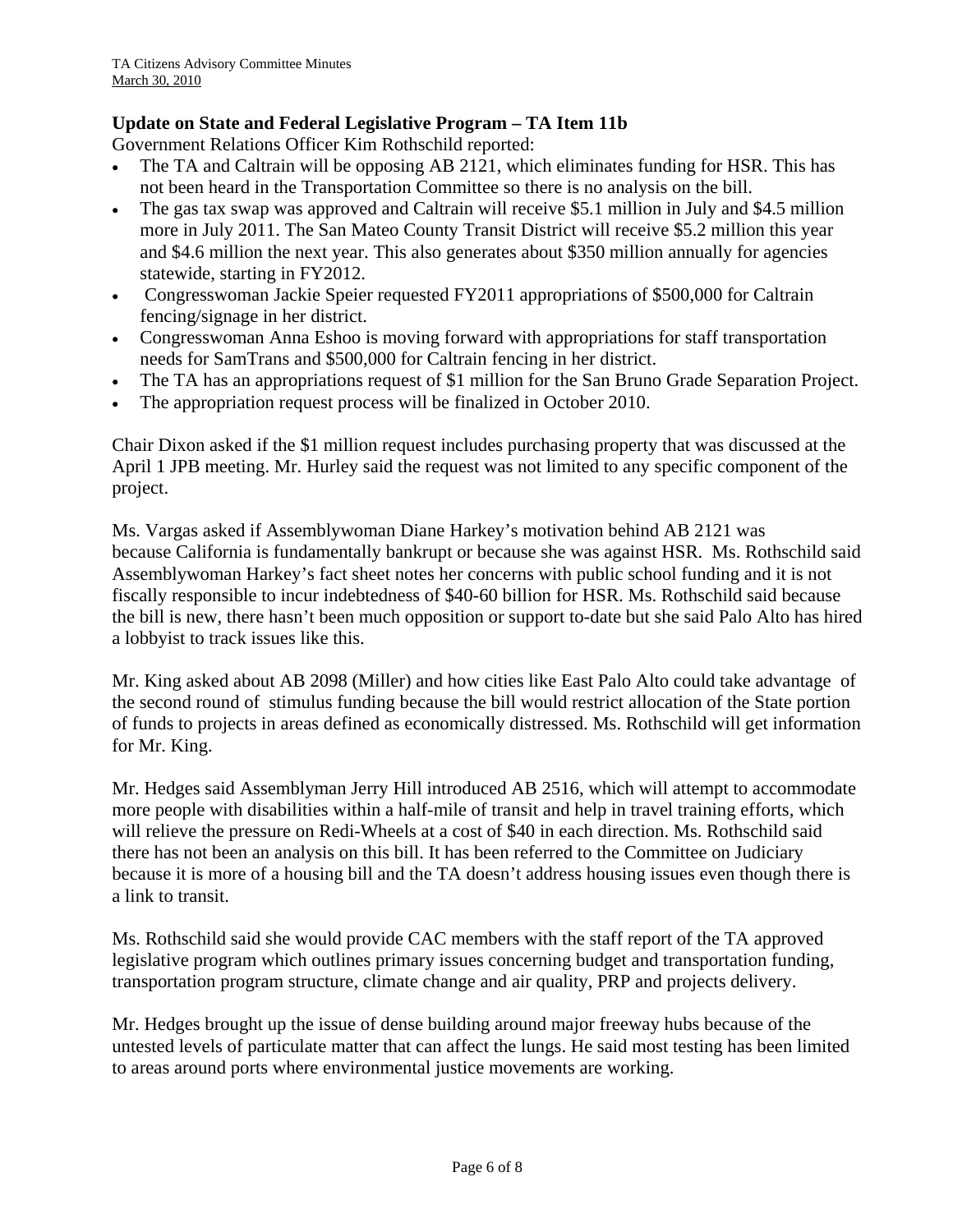### Update on State and Federal Legislative Program – TA Item 11b

Government Relations Officer Kim Rothschild reported:

- The TA and Caltrain will be opposing AB 2121, which eliminates funding for HSR. This has not been heard in the Transportation Committee so there is no analysis on the bill.
- The gas tax swap was approved and Caltrain will receive $5.1 million in July and $4.5 million more in July 2011. The San Mateo County Transit District will receive $5.2 million this year and $4.6 million the next year. This also generates about $350 million annually for agencies statewide, starting in FY2012.
- Congresswoman Jackie Speier requested FY2011 appropriations of $500,000 for Caltrain fencing/signage in her district.
- Congresswoman Anna Eshoo is moving forward with appropriations for staff transportation needs for SamTrans and $500,000 for Caltrain fencing in her district.
- The TA has an appropriations request of $1 million for the San Bruno Grade Separation Project.
- The appropriation request process will be finalized in October 2010.

Chair Dixon asked if the $1 million request includes purchasing property that was discussed at the April 1 JPB meeting. Mr. Hurley said the request was not limited to any specific component of the project.

Ms. Vargas asked if Assemblywoman Diane Harkey's motivation behind AB 2121 was because California is fundamentally bankrupt or because she was against HSR. Ms. Rothschild said Assemblywoman Harkey's fact sheet notes her concerns with public school funding and it is not fiscally responsible to incur indebtedness of $40-60 billion for HSR. Ms. Rothschild said because the bill is new, there hasn't been much opposition or support to-date but she said Palo Alto has hired a lobbyist to track issues like this.

Mr. King asked about AB 2098 (Miller) and how cities like East Palo Alto could take advantage of the second round of stimulus funding because the bill would restrict allocation of the State portion of funds to projects in areas defined as economically distressed. Ms. Rothschild will get information for Mr. King.

Mr. Hedges said Assemblyman Jerry Hill introduced AB 2516, which will attempt to accommodate more people with disabilities within a half-mile of transit and help in travel training efforts, which will relieve the pressure on Redi-Wheels at a cost of $40 in each direction. Ms. Rothschild said there has not been an analysis on this bill. It has been referred to the Committee on Judiciary because it is more of a housing bill and the TA doesn't address housing issues even though there is a link to transit.

Ms. Rothschild said she would provide CAC members with the staff report of the TA approved legislative program which outlines primary issues concerning budget and transportation funding, transportation program structure, climate change and air quality, PRP and projects delivery.

Mr. Hedges brought up the issue of dense building around major freeway hubs because of the untested levels of particulate matter that can affect the lungs. He said most testing has been limited to areas around ports where environmental justice movements are working.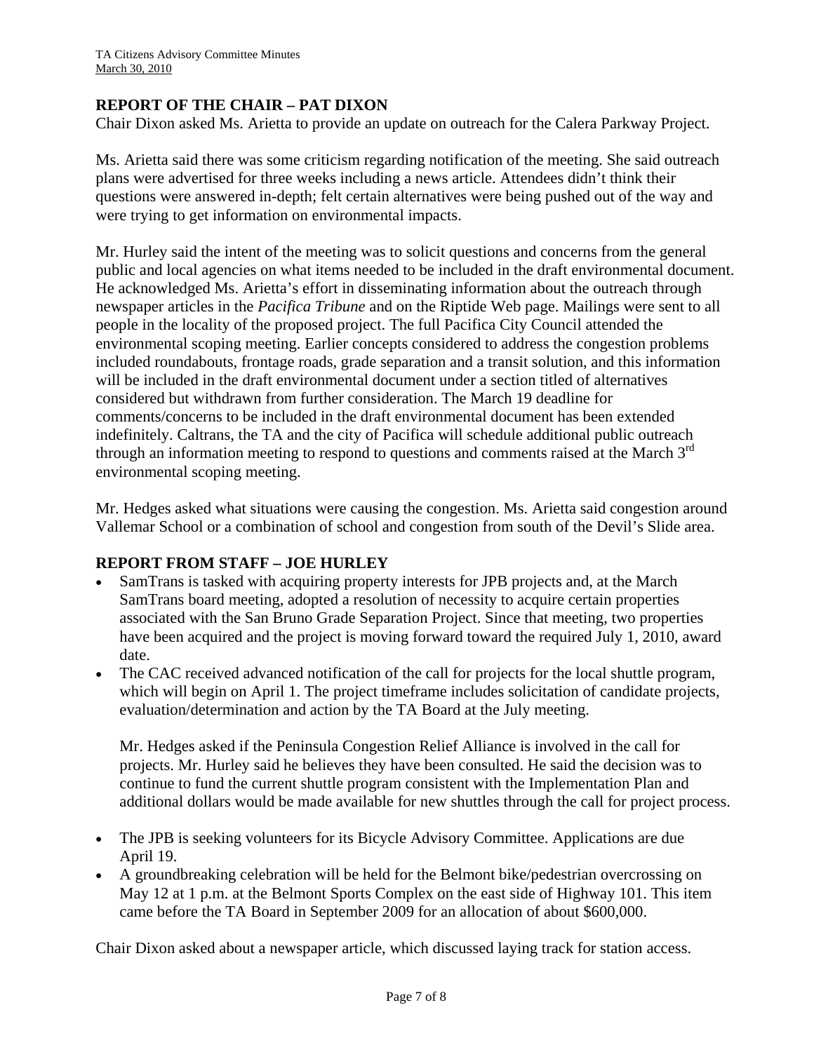## REPORT OF THE CHAIR – PAT DIXON

Chair Dixon asked Ms. Arietta to provide an update on outreach for the Calera Parkway Project.

Ms. Arietta said there was some criticism regarding notification of the meeting. She said outreach plans were advertised for three weeks including a news article. Attendees didn't think their questions were answered in-depth; felt certain alternatives were being pushed out of the way and were trying to get information on environmental impacts.

Mr. Hurley said the intent of the meeting was to solicit questions and concerns from the general public and local agencies on what items needed to be included in the draft environmental document. He acknowledged Ms. Arietta's effort in disseminating information about the outreach through newspaper articles in the *Pacifica Tribune* and on the Riptide Web page. Mailings were sent to all people in the locality of the proposed project. The full Pacifica City Council attended the environmental scoping meeting. Earlier concepts considered to address the congestion problems included roundabouts, frontage roads, grade separation and a transit solution, and this information will be included in the draft environmental document under a section titled of alternatives considered but withdrawn from further consideration. The March 19 deadline for comments/concerns to be included in the draft environmental document has been extended indefinitely. Caltrans, the TA and the city of Pacifica will schedule additional public outreach through an information meeting to respond to questions and comments raised at the March 3rd environmental scoping meeting.

Mr. Hedges asked what situations were causing the congestion. Ms. Arietta said congestion around Vallemar School or a combination of school and congestion from south of the Devil's Slide area.

## REPORT FROM STAFF – JOE HURLEY

- SamTrans is tasked with acquiring property interests for JPB projects and, at the March SamTrans board meeting, adopted a resolution of necessity to acquire certain properties associated with the San Bruno Grade Separation Project. Since that meeting, two properties have been acquired and the project is moving forward toward the required July 1, 2010, award date.
- The CAC received advanced notification of the call for projects for the local shuttle program, which will begin on April 1. The project timeframe includes solicitation of candidate projects, evaluation/determination and action by the TA Board at the July meeting.

  Mr. Hedges asked if the Peninsula Congestion Relief Alliance is involved in the call for projects. Mr. Hurley said he believes they have been consulted. He said the decision was to continue to fund the current shuttle program consistent with the Implementation Plan and additional dollars would be made available for new shuttles through the call for project process.

- The JPB is seeking volunteers for its Bicycle Advisory Committee. Applications are due April 19.
- A groundbreaking celebration will be held for the Belmont bike/pedestrian overcrossing on May 12 at 1 p.m. at the Belmont Sports Complex on the east side of Highway 101. This item came before the TA Board in September 2009 for an allocation of about $600,000.

Chair Dixon asked about a newspaper article, which discussed laying track for station access.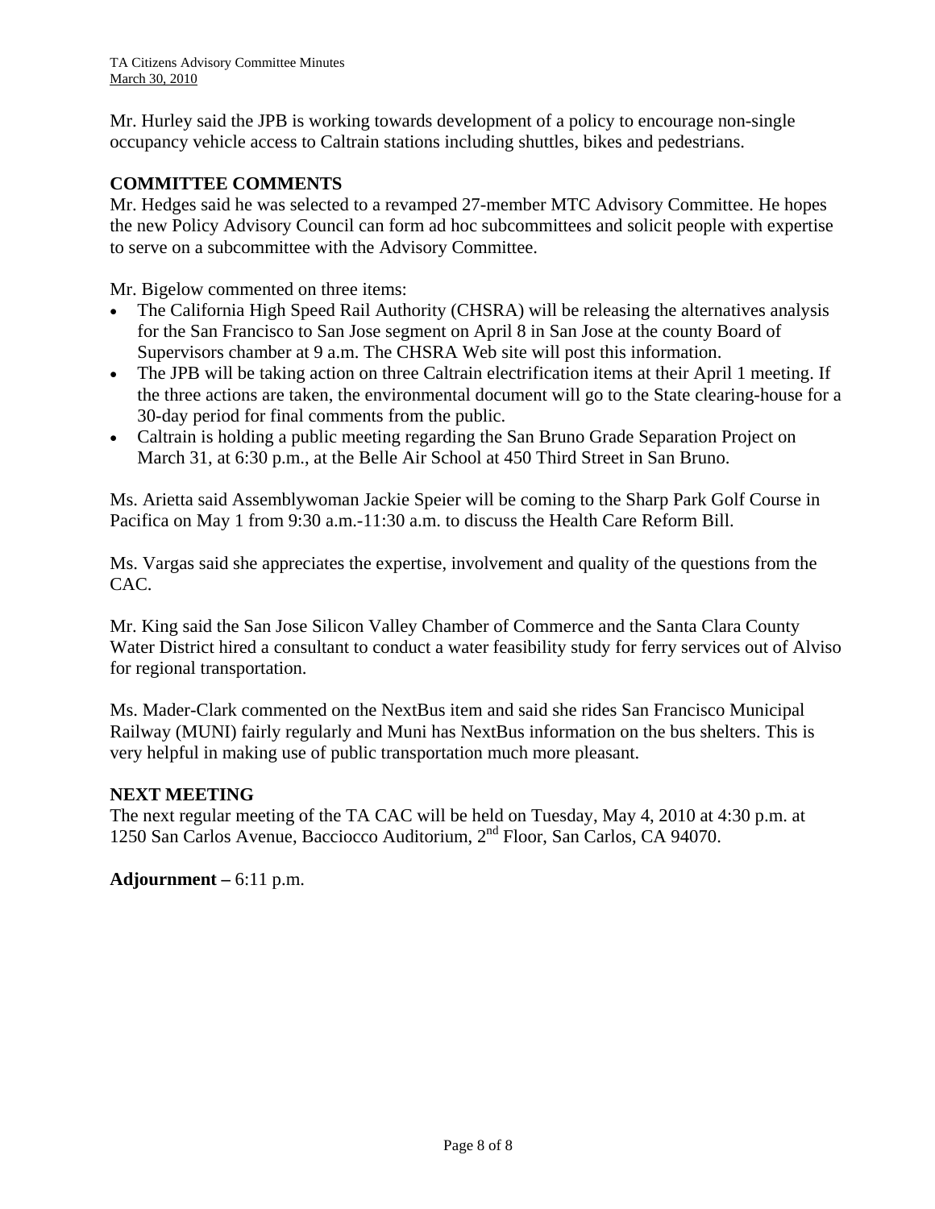Mr. Hurley said the JPB is working towards development of a policy to encourage non-single occupancy vehicle access to Caltrain stations including shuttles, bikes and pedestrians.

## COMMITTEE COMMENTS

Mr. Hedges said he was selected to a revamped 27-member MTC Advisory Committee. He hopes the new Policy Advisory Council can form ad hoc subcommittees and solicit people with expertise to serve on a subcommittee with the Advisory Committee.

Mr. Bigelow commented on three items:

- The California High Speed Rail Authority (CHSRA) will be releasing the alternatives analysis for the San Francisco to San Jose segment on April 8 in San Jose at the county Board of Supervisors chamber at 9 a.m. The CHSRA Web site will post this information.
- The JPB will be taking action on three Caltrain electrification items at their April 1 meeting. If the three actions are taken, the environmental document will go to the State clearing-house for a 30-day period for final comments from the public.
- Caltrain is holding a public meeting regarding the San Bruno Grade Separation Project on March 31, at 6:30 p.m., at the Belle Air School at 450 Third Street in San Bruno.

Ms. Arietta said Assemblywoman Jackie Speier will be coming to the Sharp Park Golf Course in Pacifica on May 1 from 9:30 a.m.-11:30 a.m. to discuss the Health Care Reform Bill.

Ms. Vargas said she appreciates the expertise, involvement and quality of the questions from the CAC.

Mr. King said the San Jose Silicon Valley Chamber of Commerce and the Santa Clara County Water District hired a consultant to conduct a water feasibility study for ferry services out of Alviso for regional transportation.

Ms. Mader-Clark commented on the NextBus item and said she rides San Francisco Municipal Railway (MUNI) fairly regularly and Muni has NextBus information on the bus shelters. This is very helpful in making use of public transportation much more pleasant.

## NEXT MEETING

The next regular meeting of the TA CAC will be held on Tuesday, May 4, 2010 at 4:30 p.m. at 1250 San Carlos Avenue, Bacciocco Auditorium, 2nd Floor, San Carlos, CA 94070.

**Adjournment –** 6:11 p.m.